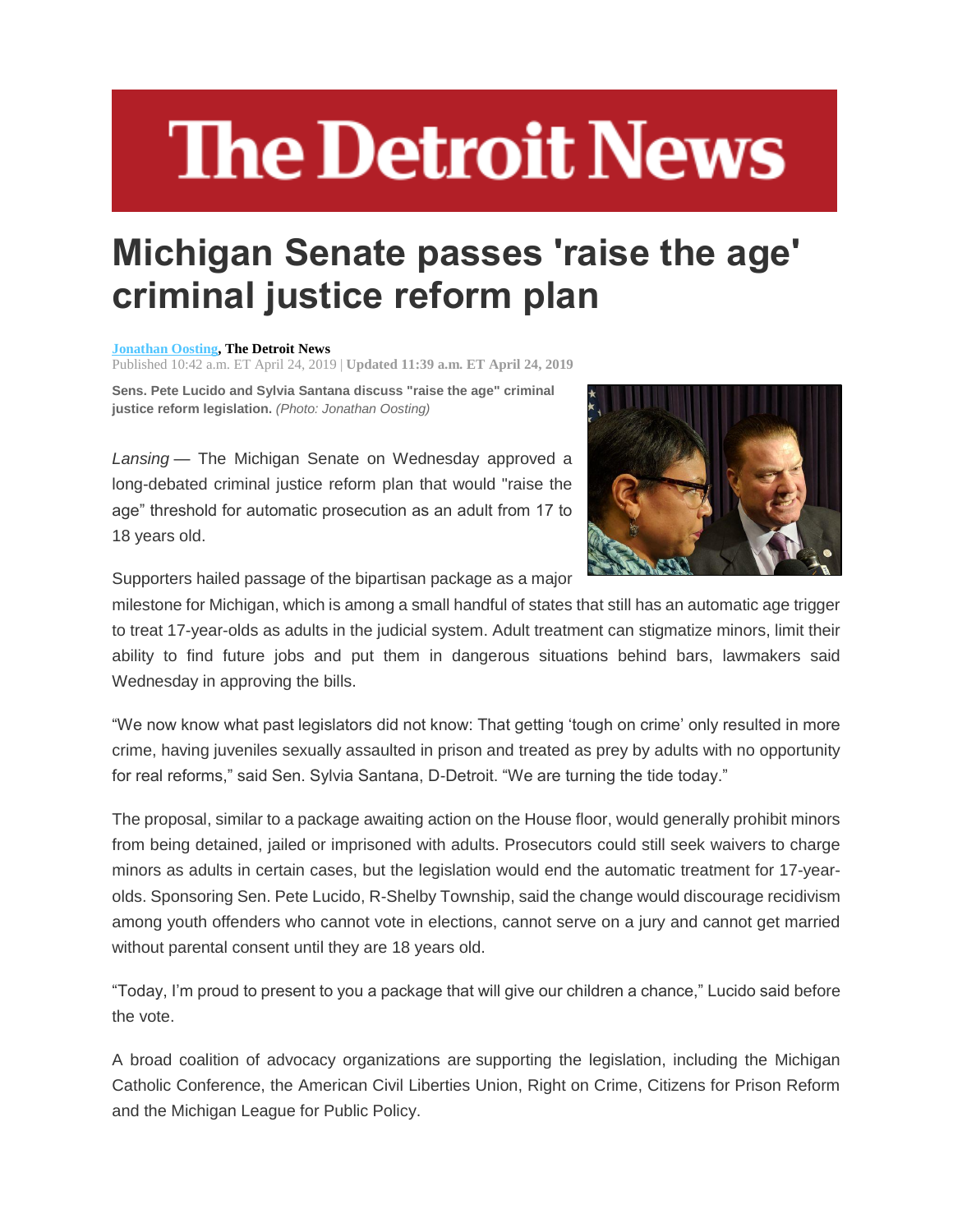# The Detroit News

## Michigan Senate passes 'raise the age' criminal justice reform plan

**Jonathan Oosting, The Detroit News**
Published 10:42 a.m. ET April 24, 2019 | **Updated 11:39 a.m. ET April 24, 2019**

**Sens. Pete Lucido and Sylvia Santana discuss "raise the age" criminal justice reform legislation.** *(Photo: Jonathan Oosting)*

*Lansing* — The Michigan Senate on Wednesday approved a long-debated criminal justice reform plan that would "raise the age" threshold for automatic prosecution as an adult from 17 to 18 years old.

Supporters hailed passage of the bipartisan package as a major milestone for Michigan, which is among a small handful of states that still has an automatic age trigger to treat 17-year-olds as adults in the judicial system. Adult treatment can stigmatize minors, limit their ability to find future jobs and put them in dangerous situations behind bars, lawmakers said Wednesday in approving the bills.

"We now know what past legislators did not know: That getting 'tough on crime' only resulted in more crime, having juveniles sexually assaulted in prison and treated as prey by adults with no opportunity for real reforms," said Sen. Sylvia Santana, D-Detroit. "We are turning the tide today."

The proposal, similar to a package awaiting action on the House floor, would generally prohibit minors from being detained, jailed or imprisoned with adults. Prosecutors could still seek waivers to charge minors as adults in certain cases, but the legislation would end the automatic treatment for 17-year-olds. Sponsoring Sen. Pete Lucido, R-Shelby Township, said the change would discourage recidivism among youth offenders who cannot vote in elections, cannot serve on a jury and cannot get married without parental consent until they are 18 years old.

"Today, I'm proud to present to you a package that will give our children a chance," Lucido said before the vote.

A broad coalition of advocacy organizations are supporting the legislation, including the Michigan Catholic Conference, the American Civil Liberties Union, Right on Crime, Citizens for Prison Reform and the Michigan League for Public Policy.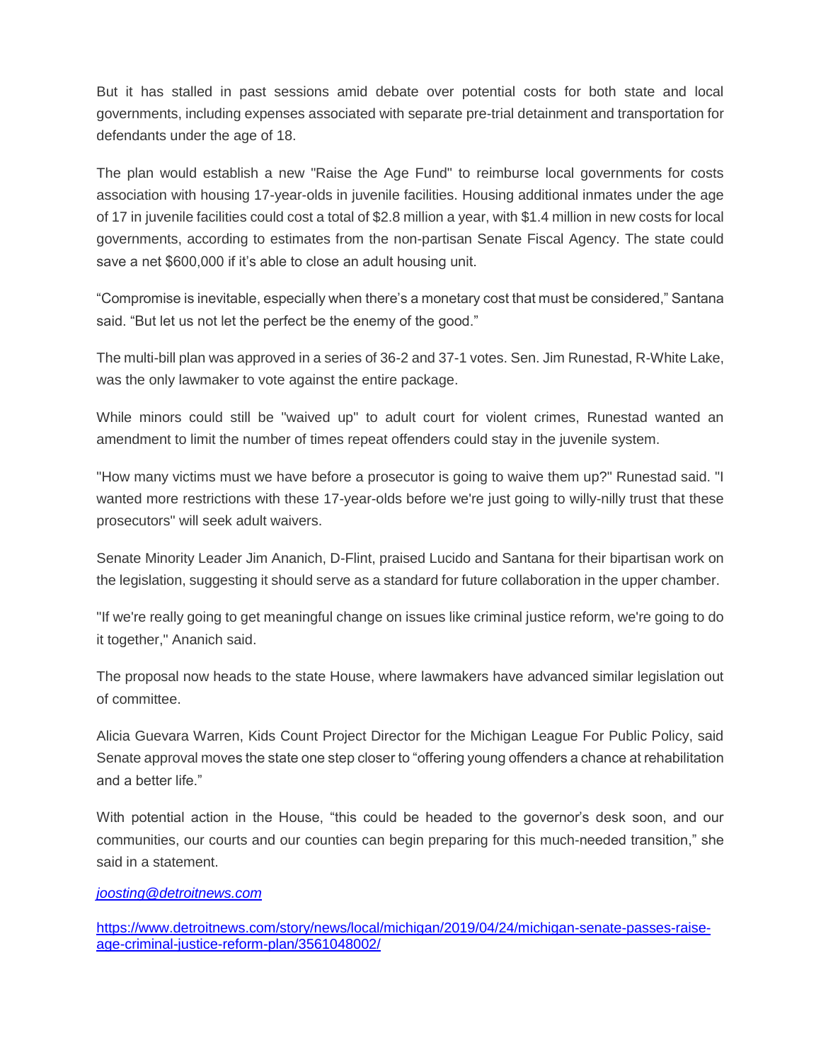But it has stalled in past sessions amid debate over potential costs for both state and local governments, including expenses associated with separate pre-trial detainment and transportation for defendants under the age of 18.

The plan would establish a new "Raise the Age Fund" to reimburse local governments for costs association with housing 17-year-olds in juvenile facilities. Housing additional inmates under the age of 17 in juvenile facilities could cost a total of $2.8 million a year, with $1.4 million in new costs for local governments, according to estimates from the non-partisan Senate Fiscal Agency. The state could save a net $600,000 if it's able to close an adult housing unit.

“Compromise is inevitable, especially when there's a monetary cost that must be considered,” Santana said. “But let us not let the perfect be the enemy of the good.”

The multi-bill plan was approved in a series of 36-2 and 37-1 votes. Sen. Jim Runestad, R-White Lake, was the only lawmaker to vote against the entire package.

While minors could still be "waived up" to adult court for violent crimes, Runestad wanted an amendment to limit the number of times repeat offenders could stay in the juvenile system.

"How many victims must we have before a prosecutor is going to waive them up?" Runestad said. "I wanted more restrictions with these 17-year-olds before we're just going to willy-nilly trust that these prosecutors" will seek adult waivers.

Senate Minority Leader Jim Ananich, D-Flint, praised Lucido and Santana for their bipartisan work on the legislation, suggesting it should serve as a standard for future collaboration in the upper chamber.

"If we're really going to get meaningful change on issues like criminal justice reform, we're going to do it together," Ananich said.

The proposal now heads to the state House, where lawmakers have advanced similar legislation out of committee.

Alicia Guevara Warren, Kids Count Project Director for the Michigan League For Public Policy, said Senate approval moves the state one step closer to “offering young offenders a chance at rehabilitation and a better life.”

With potential action in the House, “this could be headed to the governor's desk soon, and our communities, our courts and our counties can begin preparing for this much-needed transition,” she said in a statement.

*joosting@detroitnews.com*

https://www.detroitnews.com/story/news/local/michigan/2019/04/24/michigan-senate-passes-raise-age-criminal-justice-reform-plan/3561048002/